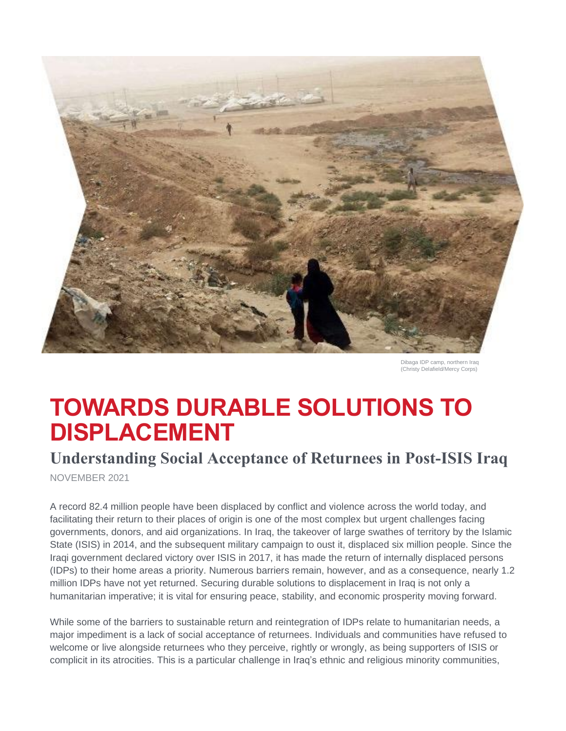Dibaga IDP camp, northern Iraq
(Christy Delafield/Mercy Corps)

# TOWARDS DURABLE SOLUTIONS TO DISPLACEMENT

## Understanding Social Acceptance of Returnees in Post-ISIS Iraq

NOVEMBER 2021

A record 82.4 million people have been displaced by conflict and violence across the world today, and facilitating their return to their places of origin is one of the most complex but urgent challenges facing governments, donors, and aid organizations. In Iraq, the takeover of large swathes of territory by the Islamic State (ISIS) in 2014, and the subsequent military campaign to oust it, displaced six million people. Since the Iraqi government declared victory over ISIS in 2017, it has made the return of internally displaced persons (IDPs) to their home areas a priority. Numerous barriers remain, however, and as a consequence, nearly 1.2 million IDPs have not yet returned. Securing durable solutions to displacement in Iraq is not only a humanitarian imperative; it is vital for ensuring peace, stability, and economic prosperity moving forward.

While some of the barriers to sustainable return and reintegration of IDPs relate to humanitarian needs, a major impediment is a lack of social acceptance of returnees. Individuals and communities have refused to welcome or live alongside returnees who they perceive, rightly or wrongly, as being supporters of ISIS or complicit in its atrocities. This is a particular challenge in Iraq's ethnic and religious minority communities,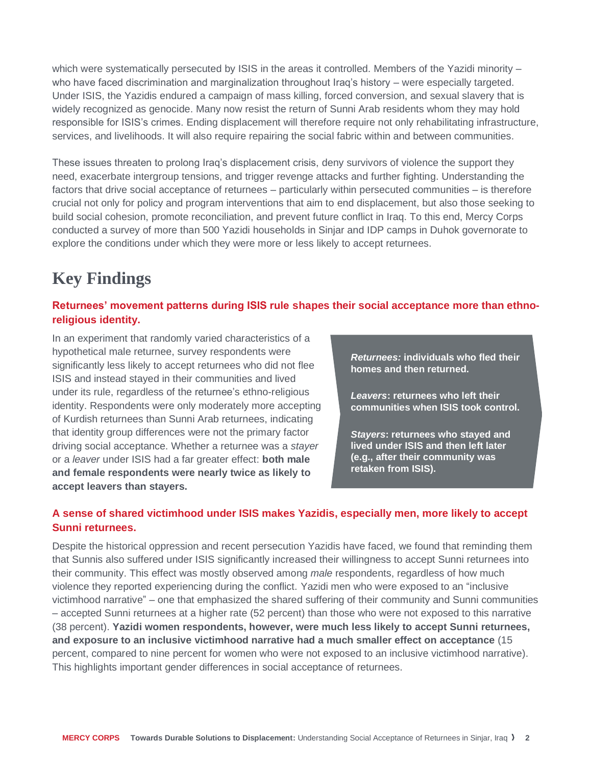which were systematically persecuted by ISIS in the areas it controlled. Members of the Yazidi minority – who have faced discrimination and marginalization throughout Iraq's history – were especially targeted. Under ISIS, the Yazidis endured a campaign of mass killing, forced conversion, and sexual slavery that is widely recognized as genocide. Many now resist the return of Sunni Arab residents whom they may hold responsible for ISIS's crimes. Ending displacement will therefore require not only rehabilitating infrastructure, services, and livelihoods. It will also require repairing the social fabric within and between communities.

These issues threaten to prolong Iraq's displacement crisis, deny survivors of violence the support they need, exacerbate intergroup tensions, and trigger revenge attacks and further fighting. Understanding the factors that drive social acceptance of returnees – particularly within persecuted communities – is therefore crucial not only for policy and program interventions that aim to end displacement, but also those seeking to build social cohesion, promote reconciliation, and prevent future conflict in Iraq. To this end, Mercy Corps conducted a survey of more than 500 Yazidi households in Sinjar and IDP camps in Duhok governorate to explore the conditions under which they were more or less likely to accept returnees.

# Key Findings

### Returnees' movement patterns during ISIS rule shapes their social acceptance more than ethno-religious identity.

In an experiment that randomly varied characteristics of a hypothetical male returnee, survey respondents were significantly less likely to accept returnees who did not flee ISIS and instead stayed in their communities and lived under its rule, regardless of the returnee's ethno-religious identity. Respondents were only moderately more accepting of Kurdish returnees than Sunni Arab returnees, indicating that identity group differences were not the primary factor driving social acceptance. Whether a returnee was a *stayer* or a *leaver* under ISIS had a far greater effect: **both male and female respondents were nearly twice as likely to accept leavers than stayers.**

> ***Returnees:*** **individuals who fled their homes and then returned.**
>
> ***Leavers*****: returnees who left their communities when ISIS took control.**
>
> ***Stayers*****: returnees who stayed and lived under ISIS and then left later (e.g., after their community was retaken from ISIS).**

### A sense of shared victimhood under ISIS makes Yazidis, especially men, more likely to accept Sunni returnees.

Despite the historical oppression and recent persecution Yazidis have faced, we found that reminding them that Sunnis also suffered under ISIS significantly increased their willingness to accept Sunni returnees into their community. This effect was mostly observed among *male* respondents, regardless of how much violence they reported experiencing during the conflict. Yazidi men who were exposed to an "inclusive victimhood narrative" – one that emphasized the shared suffering of their community and Sunni communities – accepted Sunni returnees at a higher rate (52 percent) than those who were not exposed to this narrative (38 percent). **Yazidi women respondents, however, were much less likely to accept Sunni returnees, and exposure to an inclusive victimhood narrative had a much smaller effect on acceptance** (15 percent, compared to nine percent for women who were not exposed to an inclusive victimhood narrative). This highlights important gender differences in social acceptance of returnees.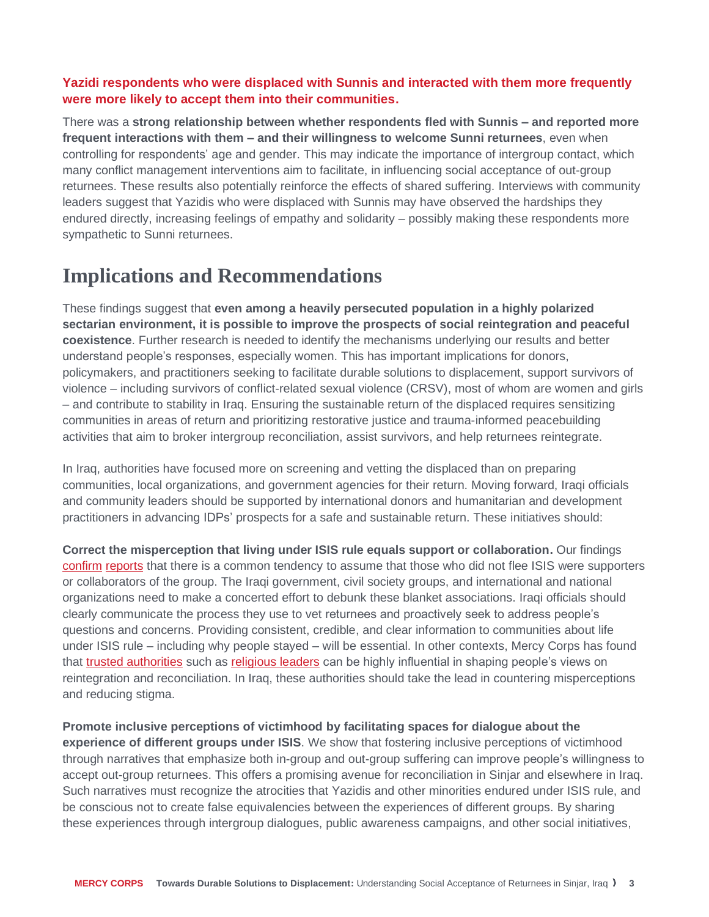**Yazidi respondents who were displaced with Sunnis and interacted with them more frequently were more likely to accept them into their communities.**

There was a **strong relationship between whether respondents fled with Sunnis – and reported more frequent interactions with them – and their willingness to welcome Sunni returnees**, even when controlling for respondents' age and gender. This may indicate the importance of intergroup contact, which many conflict management interventions aim to facilitate, in influencing social acceptance of out-group returnees. These results also potentially reinforce the effects of shared suffering. Interviews with community leaders suggest that Yazidis who were displaced with Sunnis may have observed the hardships they endured directly, increasing feelings of empathy and solidarity – possibly making these respondents more sympathetic to Sunni returnees.

# Implications and Recommendations

These findings suggest that **even among a heavily persecuted population in a highly polarized sectarian environment, it is possible to improve the prospects of social reintegration and peaceful coexistence**. Further research is needed to identify the mechanisms underlying our results and better understand people's responses, especially women. This has important implications for donors, policymakers, and practitioners seeking to facilitate durable solutions to displacement, support survivors of violence – including survivors of conflict-related sexual violence (CRSV), most of whom are women and girls – and contribute to stability in Iraq. Ensuring the sustainable return of the displaced requires sensitizing communities in areas of return and prioritizing restorative justice and trauma-informed peacebuilding activities that aim to broker intergroup reconciliation, assist survivors, and help returnees reintegrate.

In Iraq, authorities have focused more on screening and vetting the displaced than on preparing communities, local organizations, and government agencies for their return. Moving forward, Iraqi officials and community leaders should be supported by international donors and humanitarian and development practitioners in advancing IDPs' prospects for a safe and sustainable return. These initiatives should:

**Correct the misperception that living under ISIS rule equals support or collaboration.** Our findings confirm reports that there is a common tendency to assume that those who did not flee ISIS were supporters or collaborators of the group. The Iraqi government, civil society groups, and international and national organizations need to make a concerted effort to debunk these blanket associations. Iraqi officials should clearly communicate the process they use to vet returnees and proactively seek to address people's questions and concerns. Providing consistent, credible, and clear information to communities about life under ISIS rule – including why people stayed – will be essential. In other contexts, Mercy Corps has found that trusted authorities such as religious leaders can be highly influential in shaping people's views on reintegration and reconciliation. In Iraq, these authorities should take the lead in countering misperceptions and reducing stigma.

**Promote inclusive perceptions of victimhood by facilitating spaces for dialogue about the experience of different groups under ISIS**. We show that fostering inclusive perceptions of victimhood through narratives that emphasize both in-group and out-group suffering can improve people's willingness to accept out-group returnees. This offers a promising avenue for reconciliation in Sinjar and elsewhere in Iraq. Such narratives must recognize the atrocities that Yazidis and other minorities endured under ISIS rule, and be conscious not to create false equivalencies between the experiences of different groups. By sharing these experiences through intergroup dialogues, public awareness campaigns, and other social initiatives,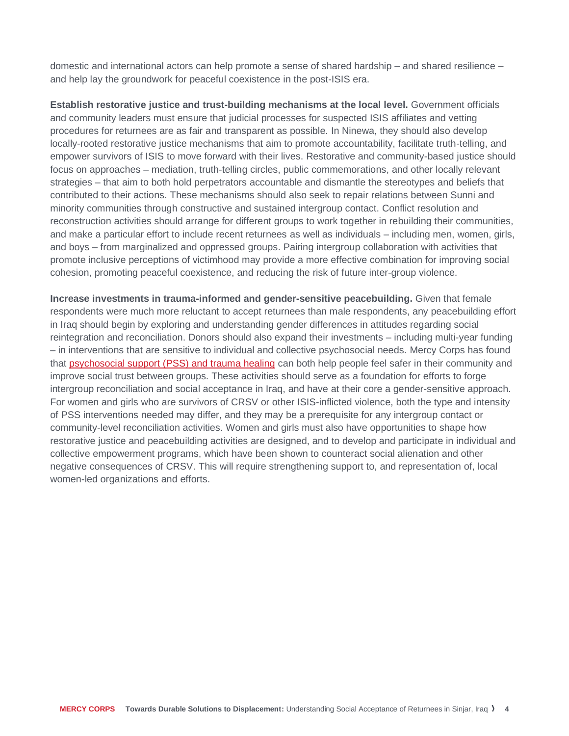domestic and international actors can help promote a sense of shared hardship – and shared resilience – and help lay the groundwork for peaceful coexistence in the post-ISIS era.

**Establish restorative justice and trust-building mechanisms at the local level.** Government officials and community leaders must ensure that judicial processes for suspected ISIS affiliates and vetting procedures for returnees are as fair and transparent as possible. In Ninewa, they should also develop locally-rooted restorative justice mechanisms that aim to promote accountability, facilitate truth-telling, and empower survivors of ISIS to move forward with their lives. Restorative and community-based justice should focus on approaches – mediation, truth-telling circles, public commemorations, and other locally relevant strategies – that aim to both hold perpetrators accountable and dismantle the stereotypes and beliefs that contributed to their actions. These mechanisms should also seek to repair relations between Sunni and minority communities through constructive and sustained intergroup contact. Conflict resolution and reconstruction activities should arrange for different groups to work together in rebuilding their communities, and make a particular effort to include recent returnees as well as individuals – including men, women, girls, and boys – from marginalized and oppressed groups. Pairing intergroup collaboration with activities that promote inclusive perceptions of victimhood may provide a more effective combination for improving social cohesion, promoting peaceful coexistence, and reducing the risk of future inter-group violence.

**Increase investments in trauma-informed and gender-sensitive peacebuilding.** Given that female respondents were much more reluctant to accept returnees than male respondents, any peacebuilding effort in Iraq should begin by exploring and understanding gender differences in attitudes regarding social reintegration and reconciliation. Donors should also expand their investments – including multi-year funding – in interventions that are sensitive to individual and collective psychosocial needs. Mercy Corps has found that psychosocial support (PSS) and trauma healing can both help people feel safer in their community and improve social trust between groups. These activities should serve as a foundation for efforts to forge intergroup reconciliation and social acceptance in Iraq, and have at their core a gender-sensitive approach. For women and girls who are survivors of CRSV or other ISIS-inflicted violence, both the type and intensity of PSS interventions needed may differ, and they may be a prerequisite for any intergroup contact or community-level reconciliation activities. Women and girls must also have opportunities to shape how restorative justice and peacebuilding activities are designed, and to develop and participate in individual and collective empowerment programs, which have been shown to counteract social alienation and other negative consequences of CRSV. This will require strengthening support to, and representation of, local women-led organizations and efforts.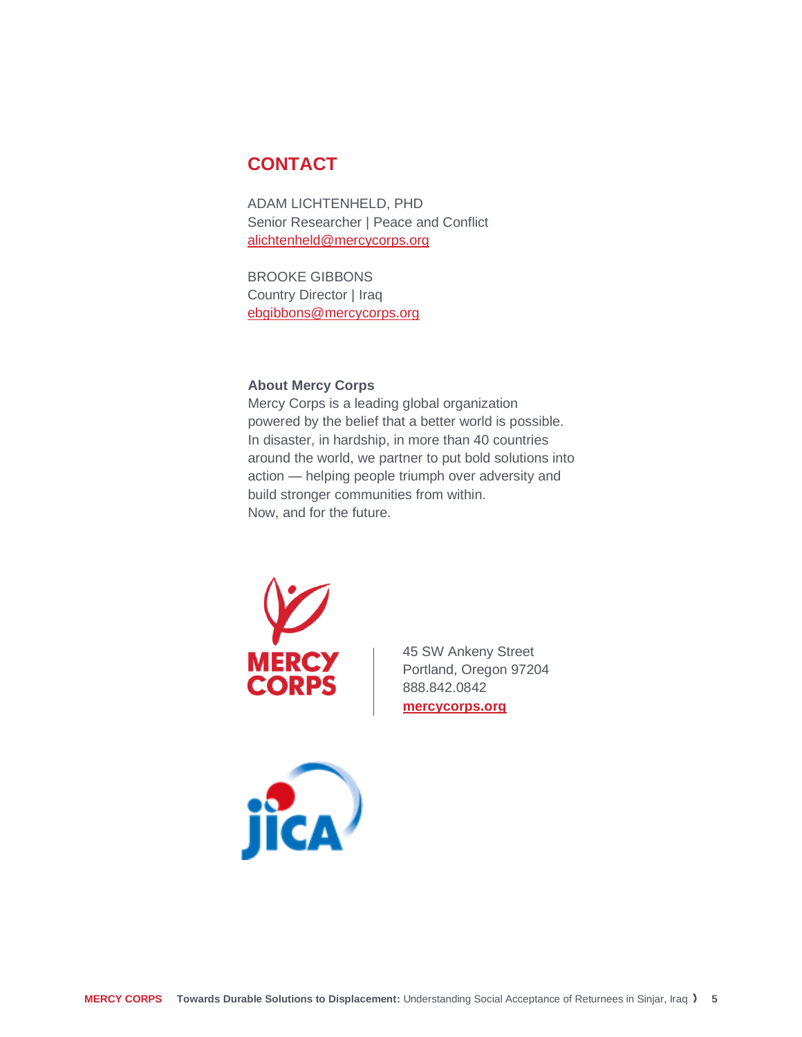## CONTACT

ADAM LICHTENHELD, PHD
Senior Researcher | Peace and Conflict
alichtenheld@mercycorps.org

BROOKE GIBBONS
Country Director | Iraq
ebgibbons@mercycorps.org

**About Mercy Corps**
Mercy Corps is a leading global organization powered by the belief that a better world is possible. In disaster, in hardship, in more than 40 countries around the world, we partner to put bold solutions into action — helping people triumph over adversity and build stronger communities from within.
Now, and for the future.

45 SW Ankeny Street
Portland, Oregon 97204
888.842.0842
**mercycorps.org**